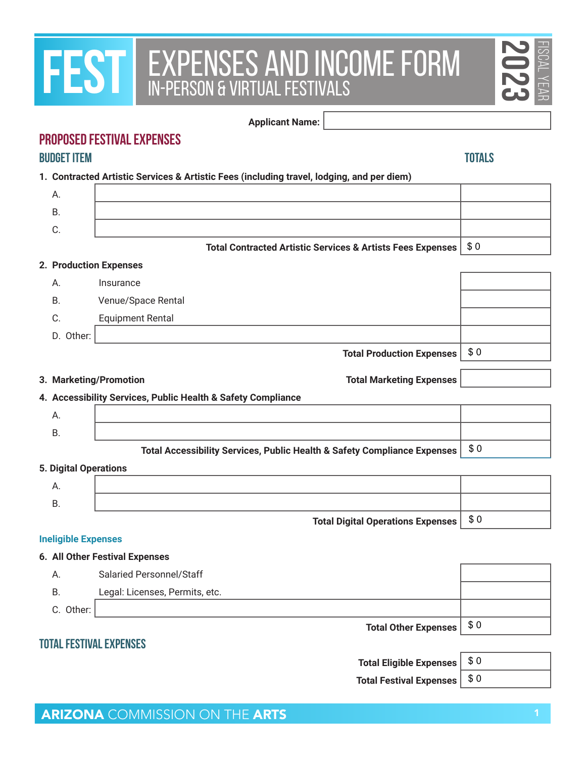# FEST EXPENSES AND INCOME FORM

## IN-PERSON & VIRTUAL FESTIVALS

2023 FISCAL YEAR

**Applicant Name:**

## PROPOSED FESTIVAL EXPENSES

### BUDGET ITEM — TOTALS

**1. Contracted Artistic Services & Artistic Fees (including travel, lodging, and per diem)**

| Item | Description | Total |
|---|---|---|
| A. | | |
| B. | | |
| C. | | |
| | **Total Contracted Artistic Services & Artists Fees Expenses** | $ 0 |

**2. Production Expenses**

| Item | Description | Total |
|---|---|---|
| A. | Insurance | |
| B. | Venue/Space Rental | |
| C. | Equipment Rental | |
| D. Other: | | |
| | **Total Production Expenses** | $ 0 |

**3. Marketing/Promotion** — **Total Marketing Expenses**

**4. Accessibility Services, Public Health & Safety Compliance**

| Item | Description | Total |
|---|---|---|
| A. | | |
| B. | | |
| | **Total Accessibility Services, Public Health & Safety Compliance Expenses** | $ 0 |

**5. Digital Operations**

| Item | Description | Total |
|---|---|---|
| A. | | |
| B. | | |
| | **Total Digital Operations Expenses** | $ 0 |

**Ineligible Expenses**

**6. All Other Festival Expenses**

| Item | Description | Total |
|---|---|---|
| A. | Salaried Personnel/Staff | |
| B. | Legal: Licenses, Permits, etc. | |
| C. Other: | | |
| | **Total Other Expenses** | $ 0 |

## TOTAL FESTIVAL EXPENSES

| | Total |
|---|---|
| **Total Eligible Expenses** | $ 0 |
| **Total Festival Expenses** | $ 0 |

**ARIZONA** COMMISSION ON THE **ARTS**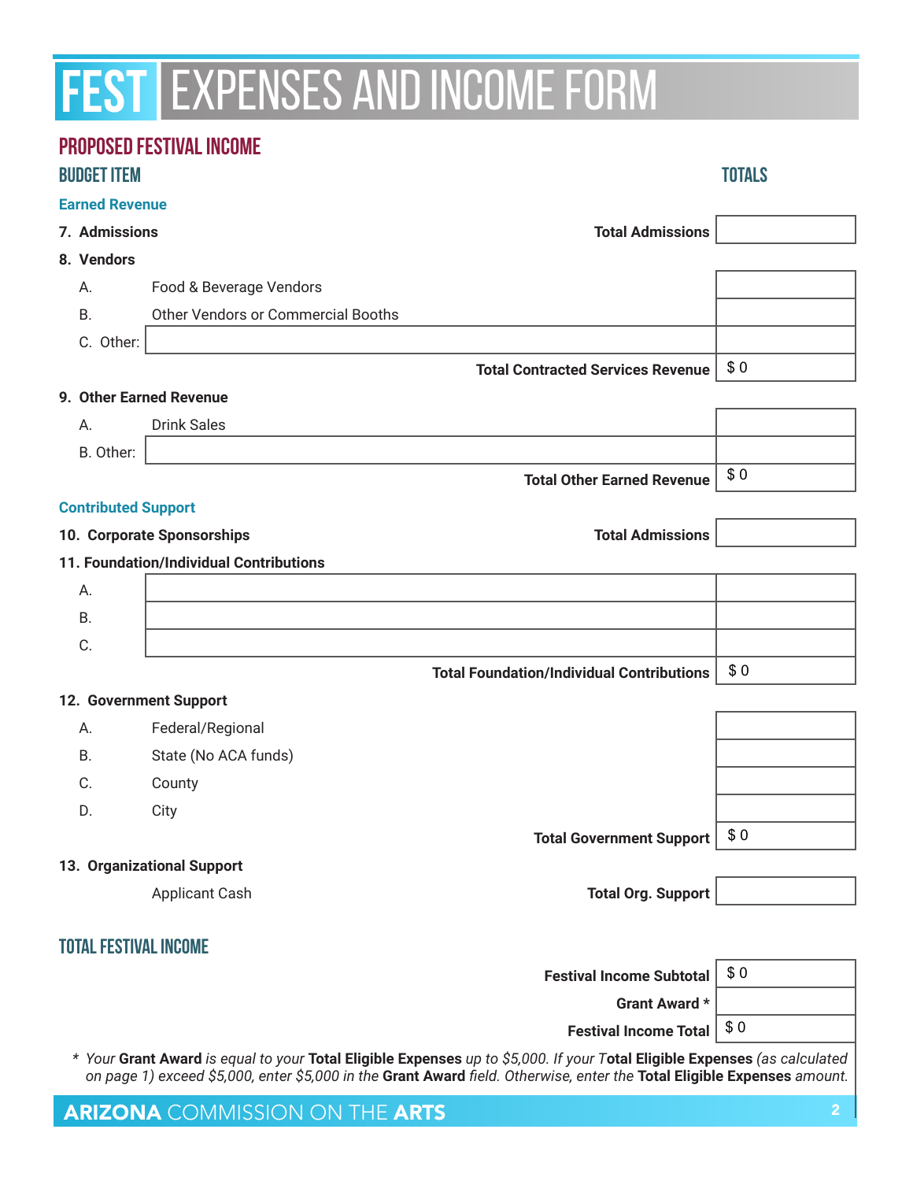// FEST EXPENSES AND INCOME FORM

## PROPOSED FESTIVAL INCOME

| BUDGET ITEM | | TOTALS |
|---|---|---|
| **Earned Revenue** | | |
| **7. Admissions** | **Total Admissions** | |
| **8. Vendors** | | |
| A. | Food & Beverage Vendors | |
| B. | Other Vendors or Commercial Booths | |
| C. Other: | | |
| | **Total Contracted Services Revenue** | $ 0 |
| **9. Other Earned Revenue** | | |
| A. | Drink Sales | |
| B. Other: | | |
| | **Total Other Earned Revenue** | $ 0 |
| **Contributed Support** | | |
| **10. Corporate Sponsorships** | **Total Admissions** | |
| **11. Foundation/Individual Contributions** | | |
| A. | | |
| B. | | |
| C. | | |
| | **Total Foundation/Individual Contributions** | $ 0 |
| **12. Government Support** | | |
| A. | Federal/Regional | |
| B. | State (No ACA funds) | |
| C. | County | |
| D. | City | |
| | **Total Government Support** | $ 0 |
| **13. Organizational Support** | | |
| | Applicant Cash — **Total Org. Support** | |

## TOTAL FESTIVAL INCOME

| | |
|---|---|
| **Festival Income Subtotal** | $ 0 |
| **Grant Award** * | |
| **Festival Income Total** | $ 0 |

* *Your* **Grant Award** *is equal to your* **Total Eligible Expenses** *up to $5,000. If your T***otal Eligible Expenses** *(as calculated on page 1) exceed $5,000, enter $5,000 in the* **Grant Award** *field. Otherwise, enter the* **Total Eligible Expenses** *amount.*

**ARIZONA** COMMISSION ON THE **ARTS**